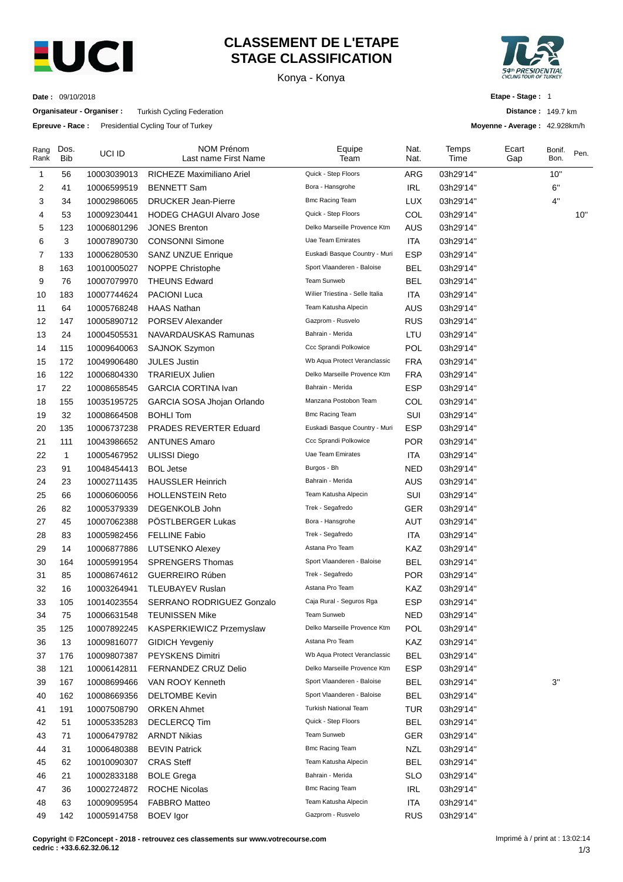# CLASSEMENT DE L'ETAPE
# STAGE CLASSIFICATION

Konya - Konya

**Date :** 09/10/2018

**Organisateur - Organiser :** Turkish Cycling Federation

**Epreuve - Race :** Presidential Cycling Tour of Turkey

**Etape - Stage :** 1

**Distance :** 149.7 km

**Moyenne - Average :** 42.928km/h

| Rang Rank | Dos. Bib | UCI ID | NOM Prénom Last name First Name | Equipe Team | Nat. Nat. | Temps Time | Ecart Gap | Bonif. Bon. | Pen. |
|---|---|---|---|---|---|---|---|---|---|
| 1 | 56 | 10003039013 | RICHEZE Maximiliano Ariel | Quick - Step Floors | ARG | 03h29'14'' | | 10'' | |
| 2 | 41 | 10006599519 | BENNETT Sam | Bora - Hansgrohe | IRL | 03h29'14'' | | 6'' | |
| 3 | 34 | 10002986065 | DRUCKER Jean-Pierre | Bmc Racing Team | LUX | 03h29'14'' | | 4'' | |
| 4 | 53 | 10009230441 | HODEG CHAGUI Alvaro Jose | Quick - Step Floors | COL | 03h29'14'' | | | 10'' |
| 5 | 123 | 10006801296 | JONES Brenton | Delko Marseille Provence Ktm | AUS | 03h29'14'' | | | |
| 6 | 3 | 10007890730 | CONSONNI Simone | Uae Team Emirates | ITA | 03h29'14'' | | | |
| 7 | 133 | 10006280530 | SANZ UNZUE Enrique | Euskadi Basque Country - Muri | ESP | 03h29'14'' | | | |
| 8 | 163 | 10010005027 | NOPPE Christophe | Sport Vlaanderen - Baloise | BEL | 03h29'14'' | | | |
| 9 | 76 | 10007079970 | THEUNS Edward | Team Sunweb | BEL | 03h29'14'' | | | |
| 10 | 183 | 10007744624 | PACIONI Luca | Wilier Triestina - Selle Italia | ITA | 03h29'14'' | | | |
| 11 | 64 | 10005768248 | HAAS Nathan | Team Katusha Alpecin | AUS | 03h29'14'' | | | |
| 12 | 147 | 10005890712 | PORSEV Alexander | Gazprom - Rusvelo | RUS | 03h29'14'' | | | |
| 13 | 24 | 10004505531 | NAVARDAUSKAS Ramunas | Bahrain - Merida | LTU | 03h29'14'' | | | |
| 14 | 115 | 10009640063 | SAJNOK Szymon | Ccc Sprandi Polkowice | POL | 03h29'14'' | | | |
| 15 | 172 | 10049906480 | JULES Justin | Wb Aqua Protect Veranclassic | FRA | 03h29'14'' | | | |
| 16 | 122 | 10006804330 | TRARIEUX Julien | Delko Marseille Provence Ktm | FRA | 03h29'14'' | | | |
| 17 | 22 | 10008658545 | GARCIA CORTINA Ivan | Bahrain - Merida | ESP | 03h29'14'' | | | |
| 18 | 155 | 10035195725 | GARCIA SOSA Jhojan Orlando | Manzana Postobon Team | COL | 03h29'14'' | | | |
| 19 | 32 | 10008664508 | BOHLI Tom | Bmc Racing Team | SUI | 03h29'14'' | | | |
| 20 | 135 | 10006737238 | PRADES REVERTER Eduard | Euskadi Basque Country - Muri | ESP | 03h29'14'' | | | |
| 21 | 111 | 10043986652 | ANTUNES Amaro | Ccc Sprandi Polkowice | POR | 03h29'14'' | | | |
| 22 | 1 | 10005467952 | ULISSI Diego | Uae Team Emirates | ITA | 03h29'14'' | | | |
| 23 | 91 | 10048454413 | BOL Jetse | Burgos - Bh | NED | 03h29'14'' | | | |
| 24 | 23 | 10002711435 | HAUSSLER Heinrich | Bahrain - Merida | AUS | 03h29'14'' | | | |
| 25 | 66 | 10006060056 | HOLLENSTEIN Reto | Team Katusha Alpecin | SUI | 03h29'14'' | | | |
| 26 | 82 | 10005379339 | DEGENKOLB John | Trek - Segafredo | GER | 03h29'14'' | | | |
| 27 | 45 | 10007062388 | PÖSTLBERGER Lukas | Bora - Hansgrohe | AUT | 03h29'14'' | | | |
| 28 | 83 | 10005982456 | FELLINE Fabio | Trek - Segafredo | ITA | 03h29'14'' | | | |
| 29 | 14 | 10006877886 | LUTSENKO Alexey | Astana Pro Team | KAZ | 03h29'14'' | | | |
| 30 | 164 | 10005991954 | SPRENGERS Thomas | Sport Vlaanderen - Baloise | BEL | 03h29'14'' | | | |
| 31 | 85 | 10008674612 | GUERREIRO Rúben | Trek - Segafredo | POR | 03h29'14'' | | | |
| 32 | 16 | 10003264941 | TLEUBAYEV Ruslan | Astana Pro Team | KAZ | 03h29'14'' | | | |
| 33 | 105 | 10014023554 | SERRANO RODRIGUEZ Gonzalo | Caja Rural - Seguros Rga | ESP | 03h29'14'' | | | |
| 34 | 75 | 10006631548 | TEUNISSEN Mike | Team Sunweb | NED | 03h29'14'' | | | |
| 35 | 125 | 10007892245 | KASPERKIEWICZ Przemyslaw | Delko Marseille Provence Ktm | POL | 03h29'14'' | | | |
| 36 | 13 | 10009816077 | GIDICH Yevgeniy | Astana Pro Team | KAZ | 03h29'14'' | | | |
| 37 | 176 | 10009807387 | PEYSKENS Dimitri | Wb Aqua Protect Veranclassic | BEL | 03h29'14'' | | | |
| 38 | 121 | 10006142811 | FERNANDEZ CRUZ Delio | Delko Marseille Provence Ktm | ESP | 03h29'14'' | | | |
| 39 | 167 | 10008699466 | VAN ROOY Kenneth | Sport Vlaanderen - Baloise | BEL | 03h29'14'' | | 3'' | |
| 40 | 162 | 10008669356 | DELTOMBE Kevin | Sport Vlaanderen - Baloise | BEL | 03h29'14'' | | | |
| 41 | 191 | 10007508790 | ORKEN Ahmet | Turkish National Team | TUR | 03h29'14'' | | | |
| 42 | 51 | 10005335283 | DECLERCQ Tim | Quick - Step Floors | BEL | 03h29'14'' | | | |
| 43 | 71 | 10006479782 | ARNDT Nikias | Team Sunweb | GER | 03h29'14'' | | | |
| 44 | 31 | 10006480388 | BEVIN Patrick | Bmc Racing Team | NZL | 03h29'14'' | | | |
| 45 | 62 | 10010090307 | CRAS Steff | Team Katusha Alpecin | BEL | 03h29'14'' | | | |
| 46 | 21 | 10002833188 | BOLE Grega | Bahrain - Merida | SLO | 03h29'14'' | | | |
| 47 | 36 | 10002724872 | ROCHE Nicolas | Bmc Racing Team | IRL | 03h29'14'' | | | |
| 48 | 63 | 10009095954 | FABBRO Matteo | Team Katusha Alpecin | ITA | 03h29'14'' | | | |
| 49 | 142 | 10005914758 | BOEV Igor | Gazprom - Rusvelo | RUS | 03h29'14'' | | | |

**Copyright © F2Concept - 2018 - retrouvez ces classements sur www.votrecourse.com**
**cedric : +33.6.62.32.06.12**

Imprimé à / print at : 13:02:14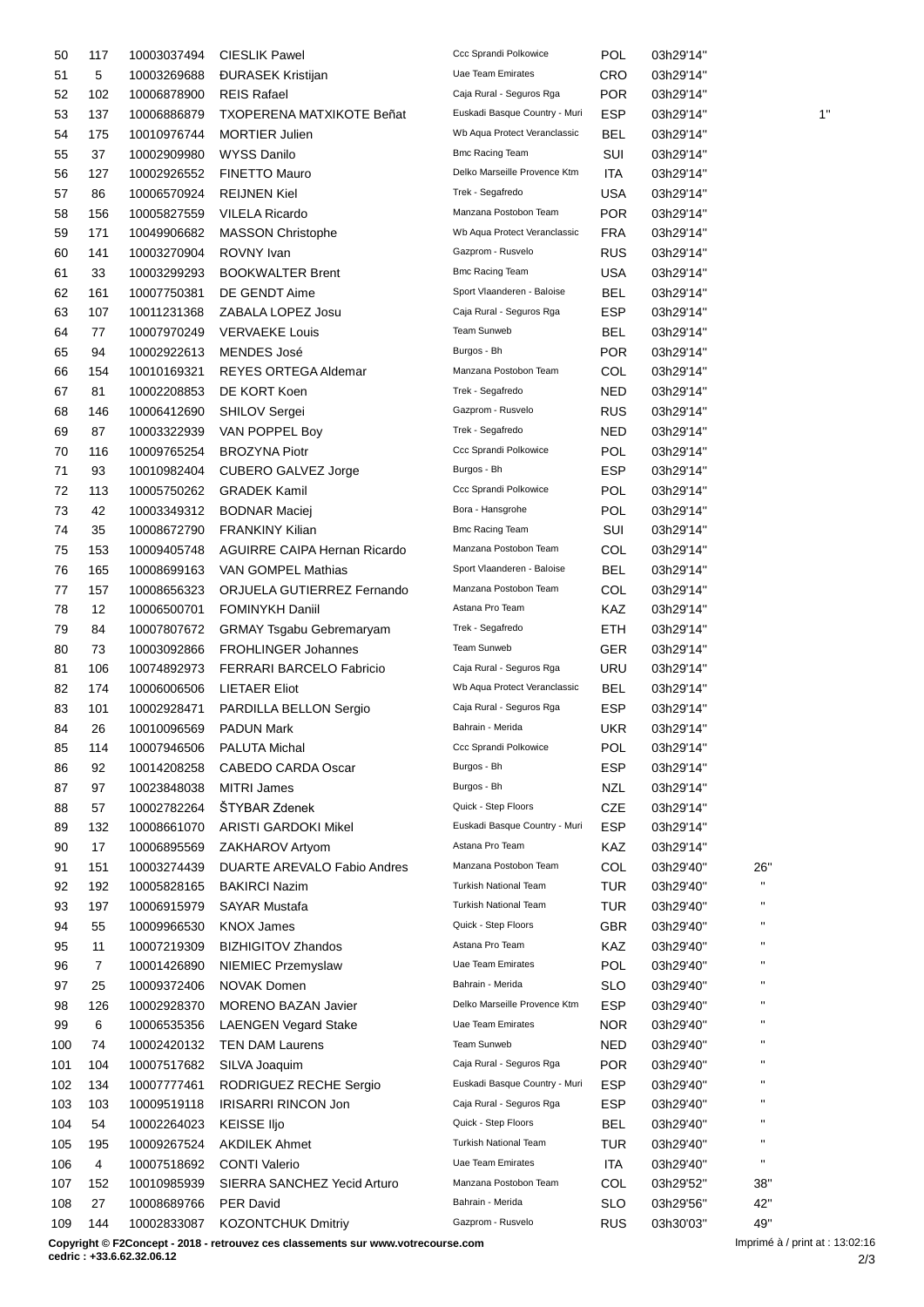| | | | | | | | |
|---|---|---|---|---|---|---|---|
| 50 | 117 | 10003037494 | CIESLIK Pawel | Ccc Sprandi Polkowice | POL | 03h29'14'' | |
| 51 | 5 | 10003269688 | ĐURASEK Kristijan | Uae Team Emirates | CRO | 03h29'14'' | |
| 52 | 102 | 10006878900 | REIS Rafael | Caja Rural - Seguros Rga | POR | 03h29'14'' | |
| 53 | 137 | 10006886879 | TXOPERENA MATXIKOTE Beñat | Euskadi Basque Country - Muri | ESP | 03h29'14'' | 1'' |
| 54 | 175 | 10010976744 | MORTIER Julien | Wb Aqua Protect Veranclassic | BEL | 03h29'14'' | |
| 55 | 37 | 10002909980 | WYSS Danilo | Bmc Racing Team | SUI | 03h29'14'' | |
| 56 | 127 | 10002926552 | FINETTO Mauro | Delko Marseille Provence Ktm | ITA | 03h29'14'' | |
| 57 | 86 | 10006570924 | REIJNEN Kiel | Trek - Segafredo | USA | 03h29'14'' | |
| 58 | 156 | 10005827559 | VILELA Ricardo | Manzana Postobon Team | POR | 03h29'14'' | |
| 59 | 171 | 10049906682 | MASSON Christophe | Wb Aqua Protect Veranclassic | FRA | 03h29'14'' | |
| 60 | 141 | 10003270904 | ROVNY Ivan | Gazprom - Rusvelo | RUS | 03h29'14'' | |
| 61 | 33 | 10003299293 | BOOKWALTER Brent | Bmc Racing Team | USA | 03h29'14'' | |
| 62 | 161 | 10007750381 | DE GENDT Aime | Sport Vlaanderen - Baloise | BEL | 03h29'14'' | |
| 63 | 107 | 10011231368 | ZABALA LOPEZ Josu | Caja Rural - Seguros Rga | ESP | 03h29'14'' | |
| 64 | 77 | 10007970249 | VERVAEKE Louis | Team Sunweb | BEL | 03h29'14'' | |
| 65 | 94 | 10002922613 | MENDES José | Burgos - Bh | POR | 03h29'14'' | |
| 66 | 154 | 10010169321 | REYES ORTEGA Aldemar | Manzana Postobon Team | COL | 03h29'14'' | |
| 67 | 81 | 10002208853 | DE KORT Koen | Trek - Segafredo | NED | 03h29'14'' | |
| 68 | 146 | 10006412690 | SHILOV Sergei | Gazprom - Rusvelo | RUS | 03h29'14'' | |
| 69 | 87 | 10003322939 | VAN POPPEL Boy | Trek - Segafredo | NED | 03h29'14'' | |
| 70 | 116 | 10009765254 | BROZYNA Piotr | Ccc Sprandi Polkowice | POL | 03h29'14'' | |
| 71 | 93 | 10010982404 | CUBERO GALVEZ Jorge | Burgos - Bh | ESP | 03h29'14'' | |
| 72 | 113 | 10005750262 | GRADEK Kamil | Ccc Sprandi Polkowice | POL | 03h29'14'' | |
| 73 | 42 | 10003349312 | BODNAR Maciej | Bora - Hansgrohe | POL | 03h29'14'' | |
| 74 | 35 | 10008672790 | FRANKINY Kilian | Bmc Racing Team | SUI | 03h29'14'' | |
| 75 | 153 | 10009405748 | AGUIRRE CAIPA Hernan Ricardo | Manzana Postobon Team | COL | 03h29'14'' | |
| 76 | 165 | 10008699163 | VAN GOMPEL Mathias | Sport Vlaanderen - Baloise | BEL | 03h29'14'' | |
| 77 | 157 | 10008656323 | ORJUELA GUTIERREZ Fernando | Manzana Postobon Team | COL | 03h29'14'' | |
| 78 | 12 | 10006500701 | FOMINYKH Daniil | Astana Pro Team | KAZ | 03h29'14'' | |
| 79 | 84 | 10007807672 | GRMAY Tsgabu Gebremaryam | Trek - Segafredo | ETH | 03h29'14'' | |
| 80 | 73 | 10003092866 | FROHLINGER Johannes | Team Sunweb | GER | 03h29'14'' | |
| 81 | 106 | 10074892973 | FERRARI BARCELO Fabricio | Caja Rural - Seguros Rga | URU | 03h29'14'' | |
| 82 | 174 | 10006006506 | LIETAER Eliot | Wb Aqua Protect Veranclassic | BEL | 03h29'14'' | |
| 83 | 101 | 10002928471 | PARDILLA BELLON Sergio | Caja Rural - Seguros Rga | ESP | 03h29'14'' | |
| 84 | 26 | 10010096569 | PADUN Mark | Bahrain - Merida | UKR | 03h29'14'' | |
| 85 | 114 | 10007946506 | PALUTA Michal | Ccc Sprandi Polkowice | POL | 03h29'14'' | |
| 86 | 92 | 10014208258 | CABEDO CARDA Oscar | Burgos - Bh | ESP | 03h29'14'' | |
| 87 | 97 | 10023848038 | MITRI James | Burgos - Bh | NZL | 03h29'14'' | |
| 88 | 57 | 10002782264 | ŠTYBAR Zdenek | Quick - Step Floors | CZE | 03h29'14'' | |
| 89 | 132 | 10008661070 | ARISTI GARDOKI Mikel | Euskadi Basque Country - Muri | ESP | 03h29'14'' | |
| 90 | 17 | 10006895569 | ZAKHAROV Artyom | Astana Pro Team | KAZ | 03h29'14'' | |
| 91 | 151 | 10003274439 | DUARTE AREVALO Fabio Andres | Manzana Postobon Team | COL | 03h29'40'' | 26'' |
| 92 | 192 | 10005828165 | BAKIRCI Nazim | Turkish National Team | TUR | 03h29'40'' | '' |
| 93 | 197 | 10006915979 | SAYAR Mustafa | Turkish National Team | TUR | 03h29'40'' | '' |
| 94 | 55 | 10009966530 | KNOX James | Quick - Step Floors | GBR | 03h29'40'' | '' |
| 95 | 11 | 10007219309 | BIZHIGITOV Zhandos | Astana Pro Team | KAZ | 03h29'40'' | '' |
| 96 | 7 | 10001426890 | NIEMIEC Przemyslaw | Uae Team Emirates | POL | 03h29'40'' | '' |
| 97 | 25 | 10009372406 | NOVAK Domen | Bahrain - Merida | SLO | 03h29'40'' | '' |
| 98 | 126 | 10002928370 | MORENO BAZAN Javier | Delko Marseille Provence Ktm | ESP | 03h29'40'' | '' |
| 99 | 6 | 10006535356 | LAENGEN Vegard Stake | Uae Team Emirates | NOR | 03h29'40'' | '' |
| 100 | 74 | 10002420132 | TEN DAM Laurens | Team Sunweb | NED | 03h29'40'' | '' |
| 101 | 104 | 10007517682 | SILVA Joaquim | Caja Rural - Seguros Rga | POR | 03h29'40'' | '' |
| 102 | 134 | 10007777461 | RODRIGUEZ RECHE Sergio | Euskadi Basque Country - Muri | ESP | 03h29'40'' | '' |
| 103 | 103 | 10009519118 | IRISARRI RINCON Jon | Caja Rural - Seguros Rga | ESP | 03h29'40'' | '' |
| 104 | 54 | 10002264023 | KEISSE Iljo | Quick - Step Floors | BEL | 03h29'40'' | '' |
| 105 | 195 | 10009267524 | AKDILEK Ahmet | Turkish National Team | TUR | 03h29'40'' | '' |
| 106 | 4 | 10007518692 | CONTI Valerio | Uae Team Emirates | ITA | 03h29'40'' | '' |
| 107 | 152 | 10010985939 | SIERRA SANCHEZ Yecid Arturo | Manzana Postobon Team | COL | 03h29'52'' | 38'' |
| 108 | 27 | 10008689766 | PER David | Bahrain - Merida | SLO | 03h29'56'' | 42'' |
| 109 | 144 | 10002833087 | KOZONTCHUK Dmitriy | Gazprom - Rusvelo | RUS | 03h30'03'' | 49'' |

**Copyright © F2Concept - 2018 - retrouvez ces classements sur www.votrecourse.com**
**cedric : +33.6.62.32.06.12**

Imprimé à / print at : 13:02:16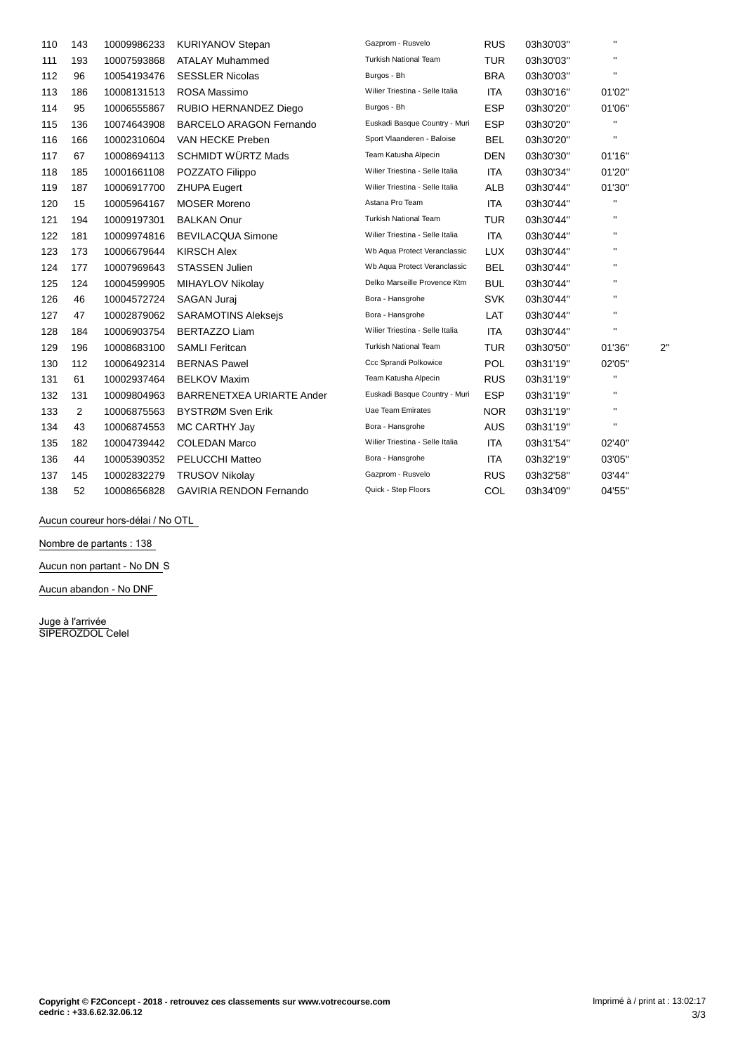| | | | | | | | | |
|---|---|---|---|---|---|---|---|---|
| 110 | 143 | 10009986233 | KURIYANOV Stepan | Gazprom - Rusvelo | RUS | 03h30'03'' | '' | |
| 111 | 193 | 10007593868 | ATALAY Muhammed | Turkish National Team | TUR | 03h30'03'' | '' | |
| 112 | 96 | 10054193476 | SESSLER Nicolas | Burgos - Bh | BRA | 03h30'03'' | '' | |
| 113 | 186 | 10008131513 | ROSA Massimo | Wilier Triestina - Selle Italia | ITA | 03h30'16'' | 01'02'' | |
| 114 | 95 | 10006555867 | RUBIO HERNANDEZ Diego | Burgos - Bh | ESP | 03h30'20'' | 01'06'' | |
| 115 | 136 | 10074643908 | BARCELO ARAGON Fernando | Euskadi Basque Country - Muri | ESP | 03h30'20'' | '' | |
| 116 | 166 | 10002310604 | VAN HECKE Preben | Sport Vlaanderen - Baloise | BEL | 03h30'20'' | '' | |
| 117 | 67 | 10008694113 | SCHMIDT WÜRTZ Mads | Team Katusha Alpecin | DEN | 03h30'30'' | 01'16'' | |
| 118 | 185 | 10001661108 | POZZATO Filippo | Wilier Triestina - Selle Italia | ITA | 03h30'34'' | 01'20'' | |
| 119 | 187 | 10006917700 | ZHUPA Eugert | Wilier Triestina - Selle Italia | ALB | 03h30'44'' | 01'30'' | |
| 120 | 15 | 10005964167 | MOSER Moreno | Astana Pro Team | ITA | 03h30'44'' | '' | |
| 121 | 194 | 10009197301 | BALKAN Onur | Turkish National Team | TUR | 03h30'44'' | '' | |
| 122 | 181 | 10009974816 | BEVILACQUA Simone | Wilier Triestina - Selle Italia | ITA | 03h30'44'' | '' | |
| 123 | 173 | 10006679644 | KIRSCH Alex | Wb Aqua Protect Veranclassic | LUX | 03h30'44'' | '' | |
| 124 | 177 | 10007969643 | STASSEN Julien | Wb Aqua Protect Veranclassic | BEL | 03h30'44'' | '' | |
| 125 | 124 | 10004599905 | MIHAYLOV Nikolay | Delko Marseille Provence Ktm | BUL | 03h30'44'' | '' | |
| 126 | 46 | 10004572724 | SAGAN Juraj | Bora - Hansgrohe | SVK | 03h30'44'' | '' | |
| 127 | 47 | 10002879062 | SARAMOTINS Aleksejs | Bora - Hansgrohe | LAT | 03h30'44'' | '' | |
| 128 | 184 | 10006903754 | BERTAZZO Liam | Wilier Triestina - Selle Italia | ITA | 03h30'44'' | '' | |
| 129 | 196 | 10008683100 | SAMLI Feritcan | Turkish National Team | TUR | 03h30'50'' | 01'36'' | 2'' |
| 130 | 112 | 10006492314 | BERNAS Pawel | Ccc Sprandi Polkowice | POL | 03h31'19'' | 02'05'' | |
| 131 | 61 | 10002937464 | BELKOV Maxim | Team Katusha Alpecin | RUS | 03h31'19'' | '' | |
| 132 | 131 | 10009804963 | BARRENETXEA URIARTE Ander | Euskadi Basque Country - Muri | ESP | 03h31'19'' | '' | |
| 133 | 2 | 10006875563 | BYSTRØM Sven Erik | Uae Team Emirates | NOR | 03h31'19'' | '' | |
| 134 | 43 | 10006874553 | MC CARTHY Jay | Bora - Hansgrohe | AUS | 03h31'19'' | '' | |
| 135 | 182 | 10004739442 | COLEDAN Marco | Wilier Triestina - Selle Italia | ITA | 03h31'54'' | 02'40'' | |
| 136 | 44 | 10005390352 | PELUCCHI Matteo | Bora - Hansgrohe | ITA | 03h32'19'' | 03'05'' | |
| 137 | 145 | 10002832279 | TRUSOV Nikolay | Gazprom - Rusvelo | RUS | 03h32'58'' | 03'44'' | |
| 138 | 52 | 10008656828 | GAVIRIA RENDON Fernando | Quick - Step Floors | COL | 03h34'09'' | 04'55'' | |

Aucun coureur hors-délai / No OTL

Nombre de partants : 138

Aucun non partant - No DNS

Aucun abandon - No DNF

Juge à l'arrivée
SIPEROZDOL Celel

**Copyright © F2Concept - 2018 - retrouvez ces classements sur www.votrecourse.com**
**cedric : +33.6.62.32.06.12**

Imprimé à / print at : 13:02:17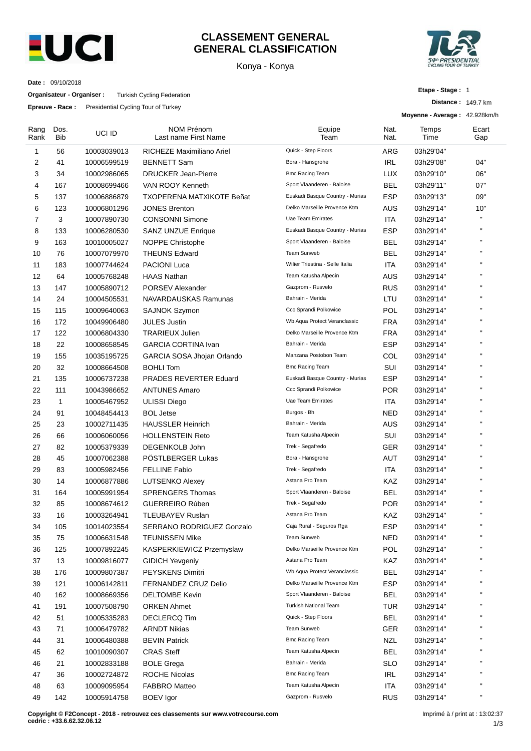# CLASSEMENT GENERAL
# GENERAL CLASSIFICATION

Konya - Konya

**Date :** 09/10/2018

**Organisateur - Organiser :** Turkish Cycling Federation

**Epreuve - Race :** Presidential Cycling Tour of Turkey

**Etape - Stage :** 1

**Distance :** 149.7 km

**Moyenne - Average :** 42.928km/h

| Rang Rank | Dos. Bib | UCI ID | NOM Prénom Last name First Name | Equipe Team | Nat. Nat. | Temps Time | Ecart Gap |
|---|---|---|---|---|---|---|---|
| 1 | 56 | 10003039013 | RICHEZE Maximiliano Ariel | Quick - Step Floors | ARG | 03h29'04" | |
| 2 | 41 | 10006599519 | BENNETT Sam | Bora - Hansgrohe | IRL | 03h29'08" | 04" |
| 3 | 34 | 10002986065 | DRUCKER Jean-Pierre | Bmc Racing Team | LUX | 03h29'10" | 06" |
| 4 | 167 | 10008699466 | VAN ROOY Kenneth | Sport Vlaanderen - Baloise | BEL | 03h29'11" | 07" |
| 5 | 137 | 10006886879 | TXOPERENA MATXIKOTE Beñat | Euskadi Basque Country - Murias | ESP | 03h29'13" | 09" |
| 6 | 123 | 10006801296 | JONES Brenton | Delko Marseille Provence Ktm | AUS | 03h29'14" | 10" |
| 7 | 3 | 10007890730 | CONSONNI Simone | Uae Team Emirates | ITA | 03h29'14" | " |
| 8 | 133 | 10006280530 | SANZ UNZUE Enrique | Euskadi Basque Country - Murias | ESP | 03h29'14" | " |
| 9 | 163 | 10010005027 | NOPPE Christophe | Sport Vlaanderen - Baloise | BEL | 03h29'14" | " |
| 10 | 76 | 10007079970 | THEUNS Edward | Team Sunweb | BEL | 03h29'14" | " |
| 11 | 183 | 10007744624 | PACIONI Luca | Wilier Triestina - Selle Italia | ITA | 03h29'14" | " |
| 12 | 64 | 10005768248 | HAAS Nathan | Team Katusha Alpecin | AUS | 03h29'14" | " |
| 13 | 147 | 10005890712 | PORSEV Alexander | Gazprom - Rusvelo | RUS | 03h29'14" | " |
| 14 | 24 | 10004505531 | NAVARDAUSKAS Ramunas | Bahrain - Merida | LTU | 03h29'14" | " |
| 15 | 115 | 10009640063 | SAJNOK Szymon | Ccc Sprandi Polkowice | POL | 03h29'14" | " |
| 16 | 172 | 10049906480 | JULES Justin | Wb Aqua Protect Veranclassic | FRA | 03h29'14" | " |
| 17 | 122 | 10006804330 | TRARIEUX Julien | Delko Marseille Provence Ktm | FRA | 03h29'14" | " |
| 18 | 22 | 10008658545 | GARCIA CORTINA Ivan | Bahrain - Merida | ESP | 03h29'14" | " |
| 19 | 155 | 10035195725 | GARCIA SOSA Jhojan Orlando | Manzana Postobon Team | COL | 03h29'14" | " |
| 20 | 32 | 10008664508 | BOHLI Tom | Bmc Racing Team | SUI | 03h29'14" | " |
| 21 | 135 | 10006737238 | PRADES REVERTER Eduard | Euskadi Basque Country - Murias | ESP | 03h29'14" | " |
| 22 | 111 | 10043986652 | ANTUNES Amaro | Ccc Sprandi Polkowice | POR | 03h29'14" | " |
| 23 | 1 | 10005467952 | ULISSI Diego | Uae Team Emirates | ITA | 03h29'14" | " |
| 24 | 91 | 10048454413 | BOL Jetse | Burgos - Bh | NED | 03h29'14" | " |
| 25 | 23 | 10002711435 | HAUSSLER Heinrich | Bahrain - Merida | AUS | 03h29'14" | " |
| 26 | 66 | 10006060056 | HOLLENSTEIN Reto | Team Katusha Alpecin | SUI | 03h29'14" | " |
| 27 | 82 | 10005379339 | DEGENKOLB John | Trek - Segafredo | GER | 03h29'14" | " |
| 28 | 45 | 10007062388 | PÖSTLBERGER Lukas | Bora - Hansgrohe | AUT | 03h29'14" | " |
| 29 | 83 | 10005982456 | FELLINE Fabio | Trek - Segafredo | ITA | 03h29'14" | " |
| 30 | 14 | 10006877886 | LUTSENKO Alexey | Astana Pro Team | KAZ | 03h29'14" | " |
| 31 | 164 | 10005991954 | SPRENGERS Thomas | Sport Vlaanderen - Baloise | BEL | 03h29'14" | " |
| 32 | 85 | 10008674612 | GUERREIRO Rúben | Trek - Segafredo | POR | 03h29'14" | " |
| 33 | 16 | 10003264941 | TLEUBAYEV Ruslan | Astana Pro Team | KAZ | 03h29'14" | " |
| 34 | 105 | 10014023554 | SERRANO RODRIGUEZ Gonzalo | Caja Rural - Seguros Rga | ESP | 03h29'14" | " |
| 35 | 75 | 10006631548 | TEUNISSEN Mike | Team Sunweb | NED | 03h29'14" | " |
| 36 | 125 | 10007892245 | KASPERKIEWICZ Przemyslaw | Delko Marseille Provence Ktm | POL | 03h29'14" | " |
| 37 | 13 | 10009816077 | GIDICH Yevgeniy | Astana Pro Team | KAZ | 03h29'14" | " |
| 38 | 176 | 10009807387 | PEYSKENS Dimitri | Wb Aqua Protect Veranclassic | BEL | 03h29'14" | " |
| 39 | 121 | 10006142811 | FERNANDEZ CRUZ Delio | Delko Marseille Provence Ktm | ESP | 03h29'14" | " |
| 40 | 162 | 10008669356 | DELTOMBE Kevin | Sport Vlaanderen - Baloise | BEL | 03h29'14" | " |
| 41 | 191 | 10007508790 | ORKEN Ahmet | Turkish National Team | TUR | 03h29'14" | " |
| 42 | 51 | 10005335283 | DECLERCQ Tim | Quick - Step Floors | BEL | 03h29'14" | " |
| 43 | 71 | 10006479782 | ARNDT Nikias | Team Sunweb | GER | 03h29'14" | " |
| 44 | 31 | 10006480388 | BEVIN Patrick | Bmc Racing Team | NZL | 03h29'14" | " |
| 45 | 62 | 10010090307 | CRAS Steff | Team Katusha Alpecin | BEL | 03h29'14" | " |
| 46 | 21 | 10002833188 | BOLE Grega | Bahrain - Merida | SLO | 03h29'14" | " |
| 47 | 36 | 10002724872 | ROCHE Nicolas | Bmc Racing Team | IRL | 03h29'14" | " |
| 48 | 63 | 10009095954 | FABBRO Matteo | Team Katusha Alpecin | ITA | 03h29'14" | " |
| 49 | 142 | 10005914758 | BOEV Igor | Gazprom - Rusvelo | RUS | 03h29'14" | " |

**Copyright © F2Concept - 2018 - retrouvez ces classements sur www.votrecourse.com**
**cedric : +33.6.62.32.06.12**

Imprimé à / print at : 13:02:37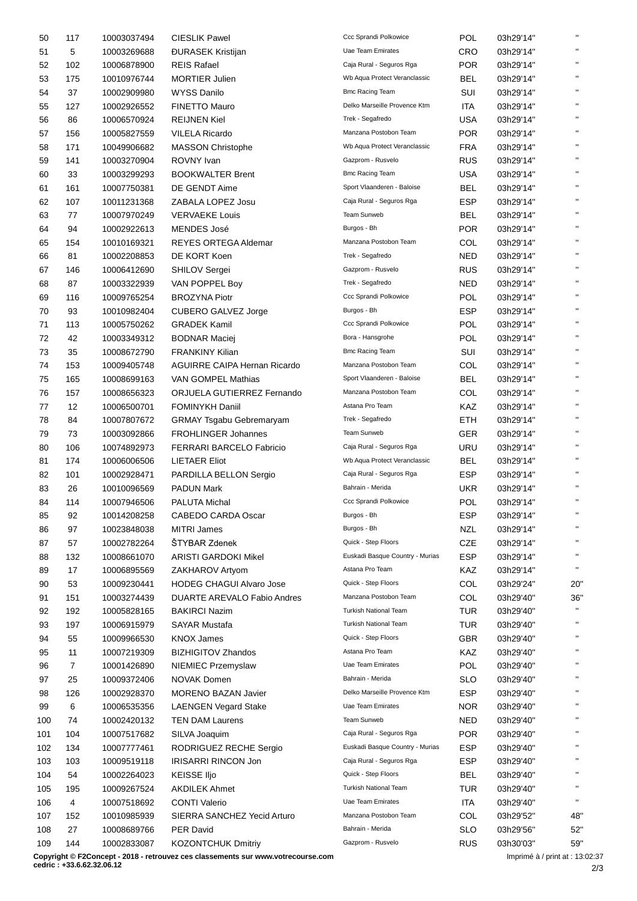| | | | | | | | |
|---|---|---|---|---|---|---|---|
| 50 | 117 | 10003037494 | CIESLIK Pawel | Ccc Sprandi Polkowice | POL | 03h29'14'' | '' |
| 51 | 5 | 10003269688 | ĐURASEK Kristijan | Uae Team Emirates | CRO | 03h29'14'' | '' |
| 52 | 102 | 10006878900 | REIS Rafael | Caja Rural - Seguros Rga | POR | 03h29'14'' | '' |
| 53 | 175 | 10010976744 | MORTIER Julien | Wb Aqua Protect Veranclassic | BEL | 03h29'14'' | '' |
| 54 | 37 | 10002909980 | WYSS Danilo | Bmc Racing Team | SUI | 03h29'14'' | '' |
| 55 | 127 | 10002926552 | FINETTO Mauro | Delko Marseille Provence Ktm | ITA | 03h29'14'' | '' |
| 56 | 86 | 10006570924 | REIJNEN Kiel | Trek - Segafredo | USA | 03h29'14'' | '' |
| 57 | 156 | 10005827559 | VILELA Ricardo | Manzana Postobon Team | POR | 03h29'14'' | '' |
| 58 | 171 | 10049906682 | MASSON Christophe | Wb Aqua Protect Veranclassic | FRA | 03h29'14'' | '' |
| 59 | 141 | 10003270904 | ROVNY Ivan | Gazprom - Rusvelo | RUS | 03h29'14'' | '' |
| 60 | 33 | 10003299293 | BOOKWALTER Brent | Bmc Racing Team | USA | 03h29'14'' | '' |
| 61 | 161 | 10007750381 | DE GENDT Aime | Sport Vlaanderen - Baloise | BEL | 03h29'14'' | '' |
| 62 | 107 | 10011231368 | ZABALA LOPEZ Josu | Caja Rural - Seguros Rga | ESP | 03h29'14'' | '' |
| 63 | 77 | 10007970249 | VERVAEKE Louis | Team Sunweb | BEL | 03h29'14'' | '' |
| 64 | 94 | 10002922613 | MENDES José | Burgos - Bh | POR | 03h29'14'' | '' |
| 65 | 154 | 10010169321 | REYES ORTEGA Aldemar | Manzana Postobon Team | COL | 03h29'14'' | '' |
| 66 | 81 | 10002208853 | DE KORT Koen | Trek - Segafredo | NED | 03h29'14'' | '' |
| 67 | 146 | 10006412690 | SHILOV Sergei | Gazprom - Rusvelo | RUS | 03h29'14'' | '' |
| 68 | 87 | 10003322939 | VAN POPPEL Boy | Trek - Segafredo | NED | 03h29'14'' | '' |
| 69 | 116 | 10009765254 | BROZYNA Piotr | Ccc Sprandi Polkowice | POL | 03h29'14'' | '' |
| 70 | 93 | 10010982404 | CUBERO GALVEZ Jorge | Burgos - Bh | ESP | 03h29'14'' | '' |
| 71 | 113 | 10005750262 | GRADEK Kamil | Ccc Sprandi Polkowice | POL | 03h29'14'' | '' |
| 72 | 42 | 10003349312 | BODNAR Maciej | Bora - Hansgrohe | POL | 03h29'14'' | '' |
| 73 | 35 | 10008672790 | FRANKINY Kilian | Bmc Racing Team | SUI | 03h29'14'' | '' |
| 74 | 153 | 10009405748 | AGUIRRE CAIPA Hernan Ricardo | Manzana Postobon Team | COL | 03h29'14'' | '' |
| 75 | 165 | 10008699163 | VAN GOMPEL Mathias | Sport Vlaanderen - Baloise | BEL | 03h29'14'' | '' |
| 76 | 157 | 10008656323 | ORJUELA GUTIERREZ Fernando | Manzana Postobon Team | COL | 03h29'14'' | '' |
| 77 | 12 | 10006500701 | FOMINYKH Daniil | Astana Pro Team | KAZ | 03h29'14'' | '' |
| 78 | 84 | 10007807672 | GRMAY Tsgabu Gebremaryam | Trek - Segafredo | ETH | 03h29'14'' | '' |
| 79 | 73 | 10003092866 | FROHLINGER Johannes | Team Sunweb | GER | 03h29'14'' | '' |
| 80 | 106 | 10074892973 | FERRARI BARCELO Fabricio | Caja Rural - Seguros Rga | URU | 03h29'14'' | '' |
| 81 | 174 | 10006006506 | LIETAER Eliot | Wb Aqua Protect Veranclassic | BEL | 03h29'14'' | '' |
| 82 | 101 | 10002928471 | PARDILLA BELLON Sergio | Caja Rural - Seguros Rga | ESP | 03h29'14'' | '' |
| 83 | 26 | 10010096569 | PADUN Mark | Bahrain - Merida | UKR | 03h29'14'' | '' |
| 84 | 114 | 10007946506 | PALUTA Michal | Ccc Sprandi Polkowice | POL | 03h29'14'' | '' |
| 85 | 92 | 10014208258 | CABEDO CARDA Oscar | Burgos - Bh | ESP | 03h29'14'' | '' |
| 86 | 97 | 10023848038 | MITRI James | Burgos - Bh | NZL | 03h29'14'' | '' |
| 87 | 57 | 10002782264 | ŠTYBAR Zdenek | Quick - Step Floors | CZE | 03h29'14'' | '' |
| 88 | 132 | 10008661070 | ARISTI GARDOKI Mikel | Euskadi Basque Country - Murias | ESP | 03h29'14'' | '' |
| 89 | 17 | 10006895569 | ZAKHAROV Artyom | Astana Pro Team | KAZ | 03h29'14'' | '' |
| 90 | 53 | 10009230441 | HODEG CHAGUI Alvaro Jose | Quick - Step Floors | COL | 03h29'24'' | 20'' |
| 91 | 151 | 10003274439 | DUARTE AREVALO Fabio Andres | Manzana Postobon Team | COL | 03h29'40'' | 36'' |
| 92 | 192 | 10005828165 | BAKIRCI Nazim | Turkish National Team | TUR | 03h29'40'' | '' |
| 93 | 197 | 10006915979 | SAYAR Mustafa | Turkish National Team | TUR | 03h29'40'' | '' |
| 94 | 55 | 10009966530 | KNOX James | Quick - Step Floors | GBR | 03h29'40'' | '' |
| 95 | 11 | 10007219309 | BIZHIGITOV Zhandos | Astana Pro Team | KAZ | 03h29'40'' | '' |
| 96 | 7 | 10001426890 | NIEMIEC Przemyslaw | Uae Team Emirates | POL | 03h29'40'' | '' |
| 97 | 25 | 10009372406 | NOVAK Domen | Bahrain - Merida | SLO | 03h29'40'' | '' |
| 98 | 126 | 10002928370 | MORENO BAZAN Javier | Delko Marseille Provence Ktm | ESP | 03h29'40'' | '' |
| 99 | 6 | 10006535356 | LAENGEN Vegard Stake | Uae Team Emirates | NOR | 03h29'40'' | '' |
| 100 | 74 | 10002420132 | TEN DAM Laurens | Team Sunweb | NED | 03h29'40'' | '' |
| 101 | 104 | 10007517682 | SILVA Joaquim | Caja Rural - Seguros Rga | POR | 03h29'40'' | '' |
| 102 | 134 | 10007777461 | RODRIGUEZ RECHE Sergio | Euskadi Basque Country - Murias | ESP | 03h29'40'' | '' |
| 103 | 103 | 10009519118 | IRISARRI RINCON Jon | Caja Rural - Seguros Rga | ESP | 03h29'40'' | '' |
| 104 | 54 | 10002264023 | KEISSE Iljo | Quick - Step Floors | BEL | 03h29'40'' | '' |
| 105 | 195 | 10009267524 | AKDILEK Ahmet | Turkish National Team | TUR | 03h29'40'' | '' |
| 106 | 4 | 10007518692 | CONTI Valerio | Uae Team Emirates | ITA | 03h29'40'' | '' |
| 107 | 152 | 10010985939 | SIERRA SANCHEZ Yecid Arturo | Manzana Postobon Team | COL | 03h29'52'' | 48'' |
| 108 | 27 | 10008689766 | PER David | Bahrain - Merida | SLO | 03h29'56'' | 52'' |
| 109 | 144 | 10002833087 | KOZONTCHUK Dmitriy | Gazprom - Rusvelo | RUS | 03h30'03'' | 59'' |

**Copyright © F2Concept - 2018 - retrouvez ces classements sur www.votrecourse.com**
**cedric : +33.6.62.32.06.12**

Imprimé à / print at : 13:02:37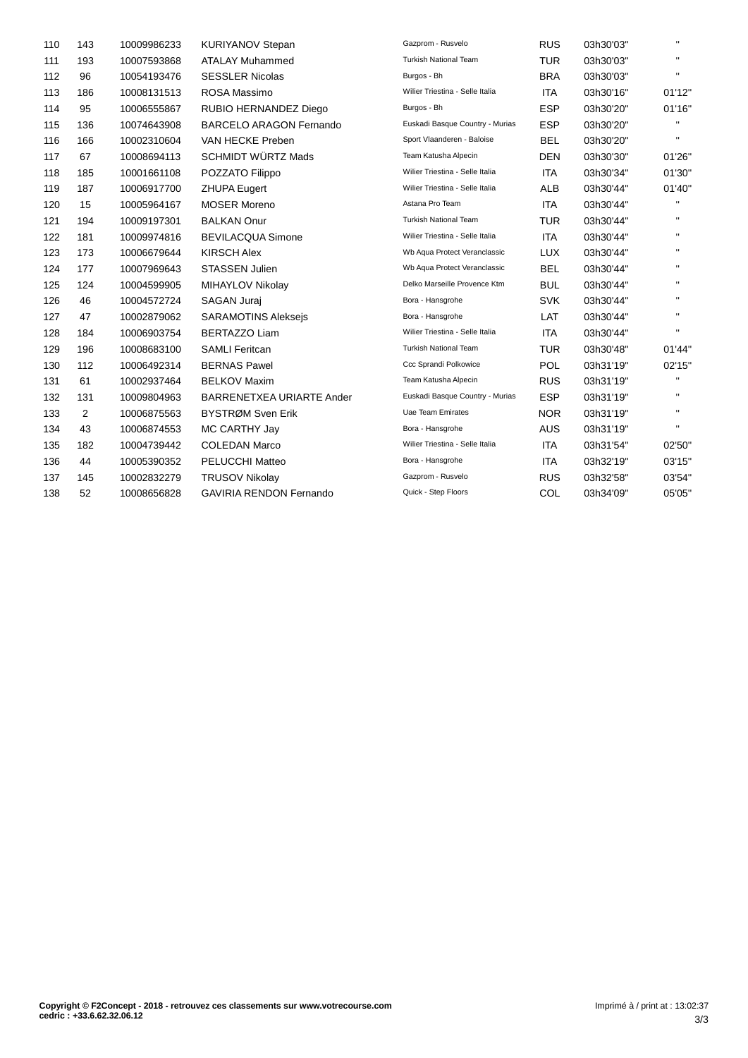| | | | | | | | |
|---|---|---|---|---|---|---|---|
| 110 | 143 | 10009986233 | KURIYANOV Stepan | Gazprom - Rusvelo | RUS | 03h30'03'' | '' |
| 111 | 193 | 10007593868 | ATALAY Muhammed | Turkish National Team | TUR | 03h30'03'' | '' |
| 112 | 96 | 10054193476 | SESSLER Nicolas | Burgos - Bh | BRA | 03h30'03'' | '' |
| 113 | 186 | 10008131513 | ROSA Massimo | Wilier Triestina - Selle Italia | ITA | 03h30'16'' | 01'12'' |
| 114 | 95 | 10006555867 | RUBIO HERNANDEZ Diego | Burgos - Bh | ESP | 03h30'20'' | 01'16'' |
| 115 | 136 | 10074643908 | BARCELO ARAGON Fernando | Euskadi Basque Country - Murias | ESP | 03h30'20'' | '' |
| 116 | 166 | 10002310604 | VAN HECKE Preben | Sport Vlaanderen - Baloise | BEL | 03h30'20'' | '' |
| 117 | 67 | 10008694113 | SCHMIDT WÜRTZ Mads | Team Katusha Alpecin | DEN | 03h30'30'' | 01'26'' |
| 118 | 185 | 10001661108 | POZZATO Filippo | Wilier Triestina - Selle Italia | ITA | 03h30'34'' | 01'30'' |
| 119 | 187 | 10006917700 | ZHUPA Eugert | Wilier Triestina - Selle Italia | ALB | 03h30'44'' | 01'40'' |
| 120 | 15 | 10005964167 | MOSER Moreno | Astana Pro Team | ITA | 03h30'44'' | '' |
| 121 | 194 | 10009197301 | BALKAN Onur | Turkish National Team | TUR | 03h30'44'' | '' |
| 122 | 181 | 10009974816 | BEVILACQUA Simone | Wilier Triestina - Selle Italia | ITA | 03h30'44'' | '' |
| 123 | 173 | 10006679644 | KIRSCH Alex | Wb Aqua Protect Veranclassic | LUX | 03h30'44'' | '' |
| 124 | 177 | 10007969643 | STASSEN Julien | Wb Aqua Protect Veranclassic | BEL | 03h30'44'' | '' |
| 125 | 124 | 10004599905 | MIHAYLOV Nikolay | Delko Marseille Provence Ktm | BUL | 03h30'44'' | '' |
| 126 | 46 | 10004572724 | SAGAN Juraj | Bora - Hansgrohe | SVK | 03h30'44'' | '' |
| 127 | 47 | 10002879062 | SARAMOTINS Aleksejs | Bora - Hansgrohe | LAT | 03h30'44'' | '' |
| 128 | 184 | 10006903754 | BERTAZZO Liam | Wilier Triestina - Selle Italia | ITA | 03h30'44'' | '' |
| 129 | 196 | 10008683100 | SAMLI Feritcan | Turkish National Team | TUR | 03h30'48'' | 01'44'' |
| 130 | 112 | 10006492314 | BERNAS Pawel | Ccc Sprandi Polkowice | POL | 03h31'19'' | 02'15'' |
| 131 | 61 | 10002937464 | BELKOV Maxim | Team Katusha Alpecin | RUS | 03h31'19'' | '' |
| 132 | 131 | 10009804963 | BARRENETXEA URIARTE Ander | Euskadi Basque Country - Murias | ESP | 03h31'19'' | '' |
| 133 | 2 | 10006875563 | BYSTRØM Sven Erik | Uae Team Emirates | NOR | 03h31'19'' | '' |
| 134 | 43 | 10006874553 | MC CARTHY Jay | Bora - Hansgrohe | AUS | 03h31'19'' | '' |
| 135 | 182 | 10004739442 | COLEDAN Marco | Wilier Triestina - Selle Italia | ITA | 03h31'54'' | 02'50'' |
| 136 | 44 | 10005390352 | PELUCCHI Matteo | Bora - Hansgrohe | ITA | 03h32'19'' | 03'15'' |
| 137 | 145 | 10002832279 | TRUSOV Nikolay | Gazprom - Rusvelo | RUS | 03h32'58'' | 03'54'' |
| 138 | 52 | 10008656828 | GAVIRIA RENDON Fernando | Quick - Step Floors | COL | 03h34'09'' | 05'05'' |

**Copyright © F2Concept - 2018 - retrouvez ces classements sur www.votrecourse.com**
**cedric : +33.6.62.32.06.12**

Imprimé à / print at : 13:02:37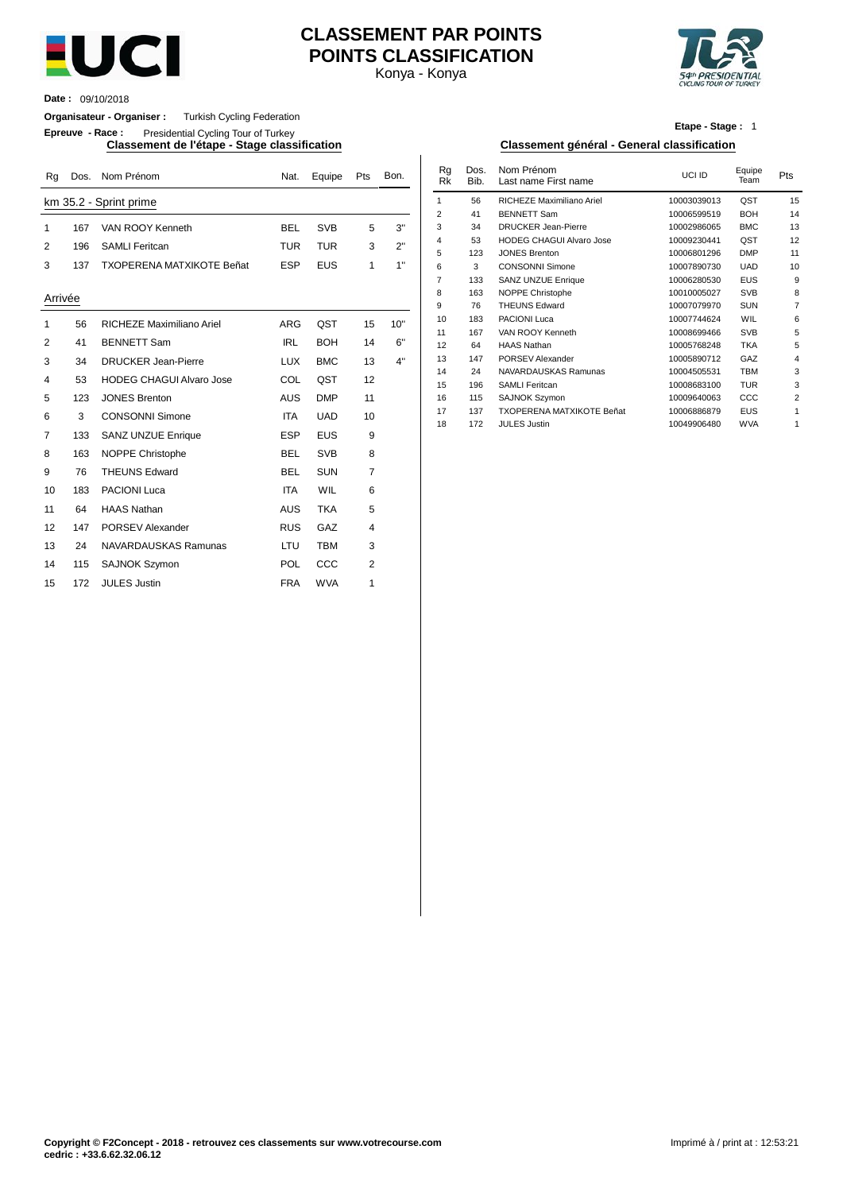# CLASSEMENT PAR POINTS
# POINTS CLASSIFICATION

Konya - Konya

**Date :** 09/10/2018

**Organisateur - Organiser :** Turkish Cycling Federation

**Epreuve - Race :** Presidential Cycling Tour of Turkey

**Etape - Stage :** 1

## Classement de l'étape - Stage classification

km 35.2 - Sprint prime

| Rg | Dos. | Nom Prénom | Nat. | Equipe | Pts | Bon. |
|---|---|---|---|---|---|---|
| 1 | 167 | VAN ROOY Kenneth | BEL | SVB | 5 | 3'' |
| 2 | 196 | SAMLI Feritcan | TUR | TUR | 3 | 2'' |
| 3 | 137 | TXOPERENA MATXIKOTE Beñat | ESP | EUS | 1 | 1'' |

Arrivée

| Rg | Dos. | Nom Prénom | Nat. | Equipe | Pts | Bon. |
|---|---|---|---|---|---|---|
| 1 | 56 | RICHEZE Maximiliano Ariel | ARG | QST | 15 | 10'' |
| 2 | 41 | BENNETT Sam | IRL | BOH | 14 | 6'' |
| 3 | 34 | DRUCKER Jean-Pierre | LUX | BMC | 13 | 4'' |
| 4 | 53 | HODEG CHAGUI Alvaro Jose | COL | QST | 12 | |
| 5 | 123 | JONES Brenton | AUS | DMP | 11 | |
| 6 | 3 | CONSONNI Simone | ITA | UAD | 10 | |
| 7 | 133 | SANZ UNZUE Enrique | ESP | EUS | 9 | |
| 8 | 163 | NOPPE Christophe | BEL | SVB | 8 | |
| 9 | 76 | THEUNS Edward | BEL | SUN | 7 | |
| 10 | 183 | PACIONI Luca | ITA | WIL | 6 | |
| 11 | 64 | HAAS Nathan | AUS | TKA | 5 | |
| 12 | 147 | PORSEV Alexander | RUS | GAZ | 4 | |
| 13 | 24 | NAVARDAUSKAS Ramunas | LTU | TBM | 3 | |
| 14 | 115 | SAJNOK Szymon | POL | CCC | 2 | |
| 15 | 172 | JULES Justin | FRA | WVA | 1 | |

## Classement général - General classification

| Rg Rk | Dos. Bib. | Nom Prénom Last name First name | UCI ID | Equipe Team | Pts |
|---|---|---|---|---|---|
| 1 | 56 | RICHEZE Maximiliano Ariel | 10003039013 | QST | 15 |
| 2 | 41 | BENNETT Sam | 10006599519 | BOH | 14 |
| 3 | 34 | DRUCKER Jean-Pierre | 10002986065 | BMC | 13 |
| 4 | 53 | HODEG CHAGUI Alvaro Jose | 10009230441 | QST | 12 |
| 5 | 123 | JONES Brenton | 10006801296 | DMP | 11 |
| 6 | 3 | CONSONNI Simone | 10007890730 | UAD | 10 |
| 7 | 133 | SANZ UNZUE Enrique | 10006280530 | EUS | 9 |
| 8 | 163 | NOPPE Christophe | 10010005027 | SVB | 8 |
| 9 | 76 | THEUNS Edward | 10007079970 | SUN | 7 |
| 10 | 183 | PACIONI Luca | 10007744624 | WIL | 6 |
| 11 | 167 | VAN ROOY Kenneth | 10008699466 | SVB | 5 |
| 12 | 64 | HAAS Nathan | 10005768248 | TKA | 5 |
| 13 | 147 | PORSEV Alexander | 10005890712 | GAZ | 4 |
| 14 | 24 | NAVARDAUSKAS Ramunas | 10004505531 | TBM | 3 |
| 15 | 196 | SAMLI Feritcan | 10008683100 | TUR | 3 |
| 16 | 115 | SAJNOK Szymon | 10009640063 | CCC | 2 |
| 17 | 137 | TXOPERENA MATXIKOTE Beñat | 10006886879 | EUS | 1 |
| 18 | 172 | JULES Justin | 10049906480 | WVA | 1 |

**Copyright © F2Concept - 2018 - retrouvez ces classements sur www.votrecourse.com**
**cedric : +33.6.62.32.06.12**

Imprimé à / print at : 12:53:21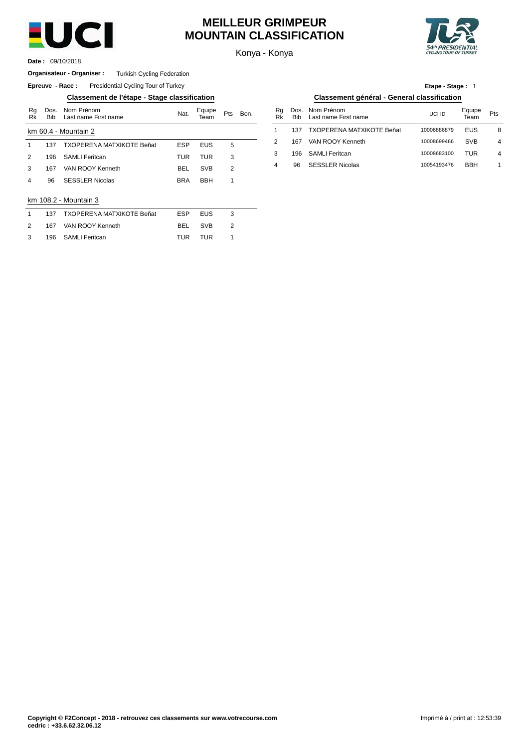# MEILLEUR GRIMPEUR
# MOUNTAIN CLASSIFICATION

Konya - Konya

**Date :** 09/10/2018

**Organisateur - Organiser :** Turkish Cycling Federation

**Epreuve - Race :** Presidential Cycling Tour of Turkey

**Etape - Stage :** 1

## Classement de l'étape - Stage classification

km 60.4 - Mountain 2

| Rg Rk | Dos. Bib | Nom Prénom Last name First name | Nat. | Equipe Team | Pts | Bon. |
|---|---|---|---|---|---|---|
| 1 | 137 | TXOPERENA MATXIKOTE Beñat | ESP | EUS | 5 | |
| 2 | 196 | SAMLI Feritcan | TUR | TUR | 3 | |
| 3 | 167 | VAN ROOY Kenneth | BEL | SVB | 2 | |
| 4 | 96 | SESSLER Nicolas | BRA | BBH | 1 | |

km 108.2 - Mountain 3

| Rg Rk | Dos. Bib | Nom Prénom Last name First name | Nat. | Equipe Team | Pts | Bon. |
|---|---|---|---|---|---|---|
| 1 | 137 | TXOPERENA MATXIKOTE Beñat | ESP | EUS | 3 | |
| 2 | 167 | VAN ROOY Kenneth | BEL | SVB | 2 | |
| 3 | 196 | SAMLI Feritcan | TUR | TUR | 1 | |

## Classement général - General classification

| Rg Rk | Dos. Bib | Nom Prénom Last name First name | UCI ID | Equipe Team | Pts |
|---|---|---|---|---|---|
| 1 | 137 | TXOPERENA MATXIKOTE Beñat | 10006886879 | EUS | 8 |
| 2 | 167 | VAN ROOY Kenneth | 10008699466 | SVB | 4 |
| 3 | 196 | SAMLI Feritcan | 10008683100 | TUR | 4 |
| 4 | 96 | SESSLER Nicolas | 10054193476 | BBH | 1 |

**Copyright © F2Concept - 2018 - retrouvez ces classements sur www.votrecourse.com**
**cedric : +33.6.62.32.06.12**

Imprimé à / print at : 12:53:39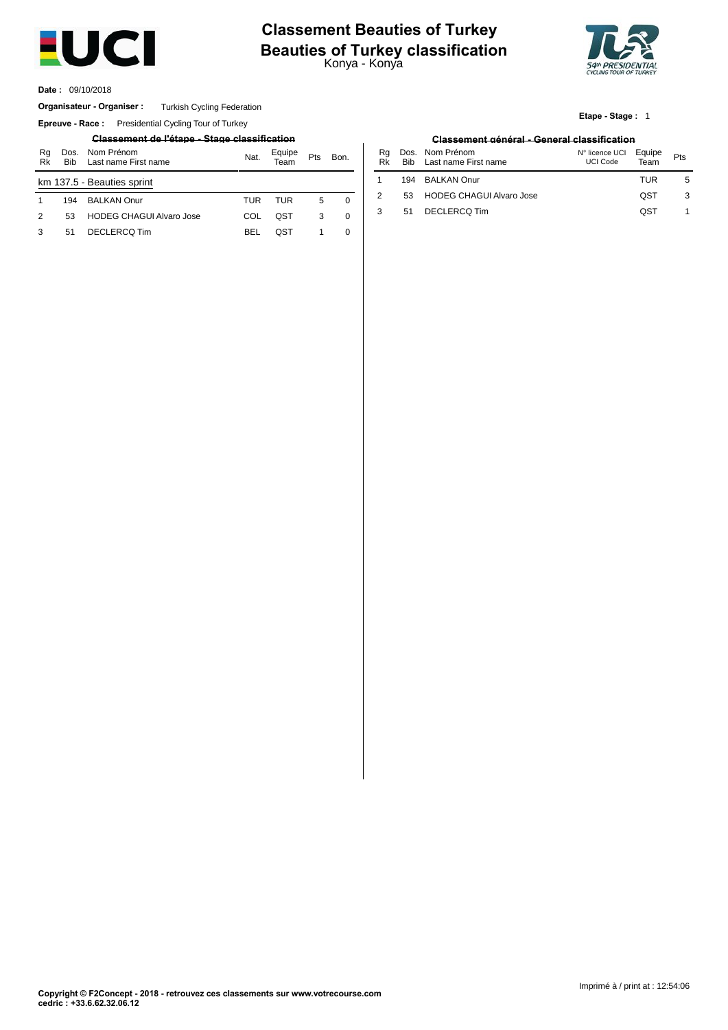# Classement Beauties of Turkey
# Beauties of Turkey classification

Konya - Konya

**Date :** 09/10/2018

**Organisateur - Organiser :** Turkish Cycling Federation

**Epreuve - Race :** Presidential Cycling Tour of Turkey

**Etape - Stage :** 1

## Classement de l'étape - Stage classification

| Rg Rk | Dos. Bib | Nom Prénom Last name First name | Nat. | Equipe Team | Pts | Bon. |
|---|---|---|---|---|---|---|
| km 137.5 - Beauties sprint | | | | | | |
| 1 | 194 | BALKAN Onur | TUR | TUR | 5 | 0 |
| 2 | 53 | HODEG CHAGUI Alvaro Jose | COL | QST | 3 | 0 |
| 3 | 51 | DECLERCQ Tim | BEL | QST | 1 | 0 |

## Classement général - General classification

| Rg Rk | Dos. Bib | Nom Prénom Last name First name | N° licence UCI UCI Code | Equipe Team | Pts |
|---|---|---|---|---|---|
| 1 | 194 | BALKAN Onur | | TUR | 5 |
| 2 | 53 | HODEG CHAGUI Alvaro Jose | | QST | 3 |
| 3 | 51 | DECLERCQ Tim | | QST | 1 |

**Copyright © F2Concept - 2018 - retrouvez ces classements sur www.votrecourse.com**
**cedric : +33.6.62.32.06.12**

Imprimé à / print at : 12:54:06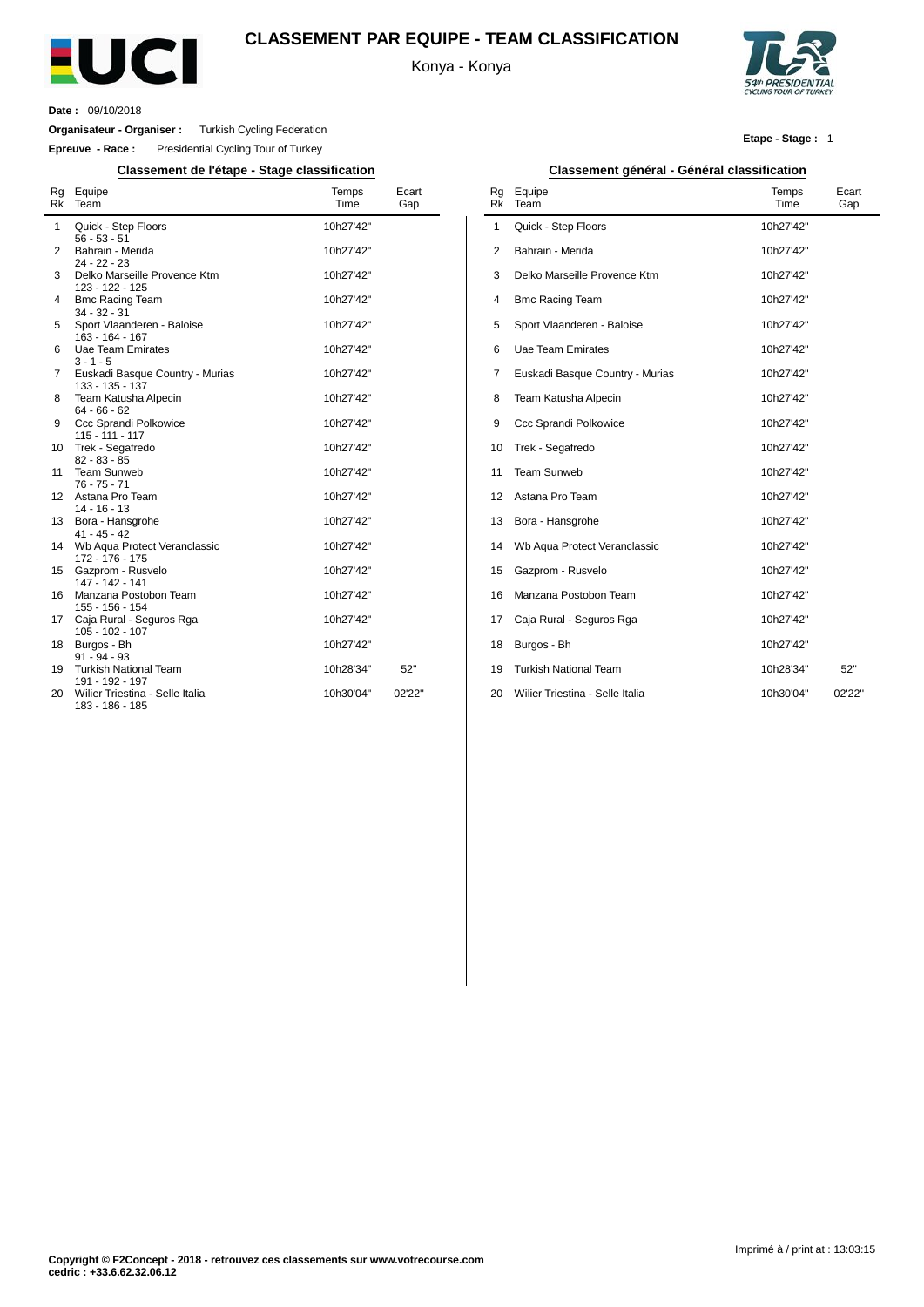# CLASSEMENT PAR EQUIPE - TEAM CLASSIFICATION

Konya - Konya

**Date :** 09/10/2018

**Organisateur - Organiser :** Turkish Cycling Federation

**Epreuve - Race :** Presidential Cycling Tour of Turkey

**Etape - Stage :** 1

## Classement de l'étape - Stage classification

| Rg Rk | Equipe Team | Temps Time | Ecart Gap |
|---|---|---|---|
| 1 | Quick - Step Floors<br>56 - 53 - 51 | 10h27'42'' | |
| 2 | Bahrain - Merida<br>24 - 22 - 23 | 10h27'42'' | |
| 3 | Delko Marseille Provence Ktm<br>123 - 122 - 125 | 10h27'42'' | |
| 4 | Bmc Racing Team<br>34 - 32 - 31 | 10h27'42'' | |
| 5 | Sport Vlaanderen - Baloise<br>163 - 164 - 167 | 10h27'42'' | |
| 6 | Uae Team Emirates<br>3 - 1 - 5 | 10h27'42'' | |
| 7 | Euskadi Basque Country - Murias<br>133 - 135 - 137 | 10h27'42'' | |
| 8 | Team Katusha Alpecin<br>64 - 66 - 62 | 10h27'42'' | |
| 9 | Ccc Sprandi Polkowice<br>115 - 111 - 117 | 10h27'42'' | |
| 10 | Trek - Segafredo<br>82 - 83 - 85 | 10h27'42'' | |
| 11 | Team Sunweb<br>76 - 75 - 71 | 10h27'42'' | |
| 12 | Astana Pro Team<br>14 - 16 - 13 | 10h27'42'' | |
| 13 | Bora - Hansgrohe<br>41 - 45 - 42 | 10h27'42'' | |
| 14 | Wb Aqua Protect Veranclassic<br>172 - 176 - 175 | 10h27'42'' | |
| 15 | Gazprom - Rusvelo<br>147 - 142 - 141 | 10h27'42'' | |
| 16 | Manzana Postobon Team<br>155 - 156 - 154 | 10h27'42'' | |
| 17 | Caja Rural - Seguros Rga<br>105 - 102 - 107 | 10h27'42'' | |
| 18 | Burgos - Bh<br>91 - 94 - 93 | 10h27'42'' | |
| 19 | Turkish National Team<br>191 - 192 - 197 | 10h28'34'' | 52'' |
| 20 | Wilier Triestina - Selle Italia<br>183 - 186 - 185 | 10h30'04'' | 02'22'' |

## Classement général - Général classification

| Rg Rk | Equipe Team | Temps Time | Ecart Gap |
|---|---|---|---|
| 1 | Quick - Step Floors | 10h27'42'' | |
| 2 | Bahrain - Merida | 10h27'42'' | |
| 3 | Delko Marseille Provence Ktm | 10h27'42'' | |
| 4 | Bmc Racing Team | 10h27'42'' | |
| 5 | Sport Vlaanderen - Baloise | 10h27'42'' | |
| 6 | Uae Team Emirates | 10h27'42'' | |
| 7 | Euskadi Basque Country - Murias | 10h27'42'' | |
| 8 | Team Katusha Alpecin | 10h27'42'' | |
| 9 | Ccc Sprandi Polkowice | 10h27'42'' | |
| 10 | Trek - Segafredo | 10h27'42'' | |
| 11 | Team Sunweb | 10h27'42'' | |
| 12 | Astana Pro Team | 10h27'42'' | |
| 13 | Bora - Hansgrohe | 10h27'42'' | |
| 14 | Wb Aqua Protect Veranclassic | 10h27'42'' | |
| 15 | Gazprom - Rusvelo | 10h27'42'' | |
| 16 | Manzana Postobon Team | 10h27'42'' | |
| 17 | Caja Rural - Seguros Rga | 10h27'42'' | |
| 18 | Burgos - Bh | 10h27'42'' | |
| 19 | Turkish National Team | 10h28'34'' | 52'' |
| 20 | Wilier Triestina - Selle Italia | 10h30'04'' | 02'22'' |

Imprimé à / print at : 13:03:15

**Copyright © F2Concept - 2018 - retrouvez ces classements sur www.votrecourse.com**
**cedric : +33.6.62.32.06.12**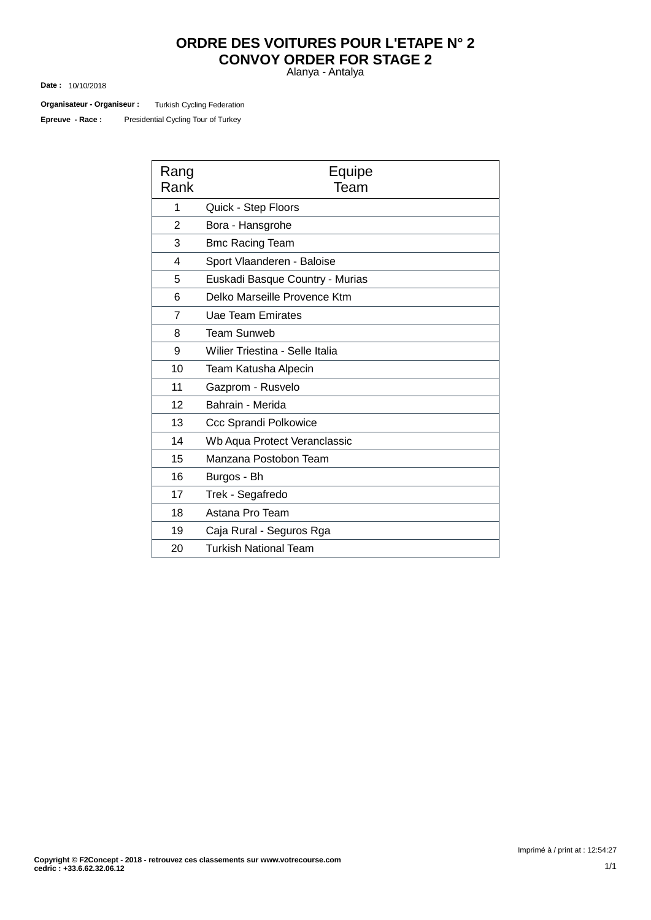# ORDRE DES VOITURES POUR L'ETAPE N° 2
# CONVOY ORDER FOR STAGE 2

Alanya - Antalya

**Date :** 10/10/2018

**Organisateur - Organiseur :** Turkish Cycling Federation

**Epreuve - Race :** Presidential Cycling Tour of Turkey

| Rang<br>Rank | Equipe<br>Team |
|---|---|
| 1 | Quick - Step Floors |
| 2 | Bora - Hansgrohe |
| 3 | Bmc Racing Team |
| 4 | Sport Vlaanderen - Baloise |
| 5 | Euskadi Basque Country - Murias |
| 6 | Delko Marseille Provence Ktm |
| 7 | Uae Team Emirates |
| 8 | Team Sunweb |
| 9 | Wilier Triestina - Selle Italia |
| 10 | Team Katusha Alpecin |
| 11 | Gazprom - Rusvelo |
| 12 | Bahrain - Merida |
| 13 | Ccc Sprandi Polkowice |
| 14 | Wb Aqua Protect Veranclassic |
| 15 | Manzana Postobon Team |
| 16 | Burgos - Bh |
| 17 | Trek - Segafredo |
| 18 | Astana Pro Team |
| 19 | Caja Rural - Seguros Rga |
| 20 | Turkish National Team |

Imprimé à / print at : 12:54:27

**Copyright © F2Concept - 2018 - retrouvez ces classements sur www.votrecourse.com**
**cedric : +33.6.62.32.06.12**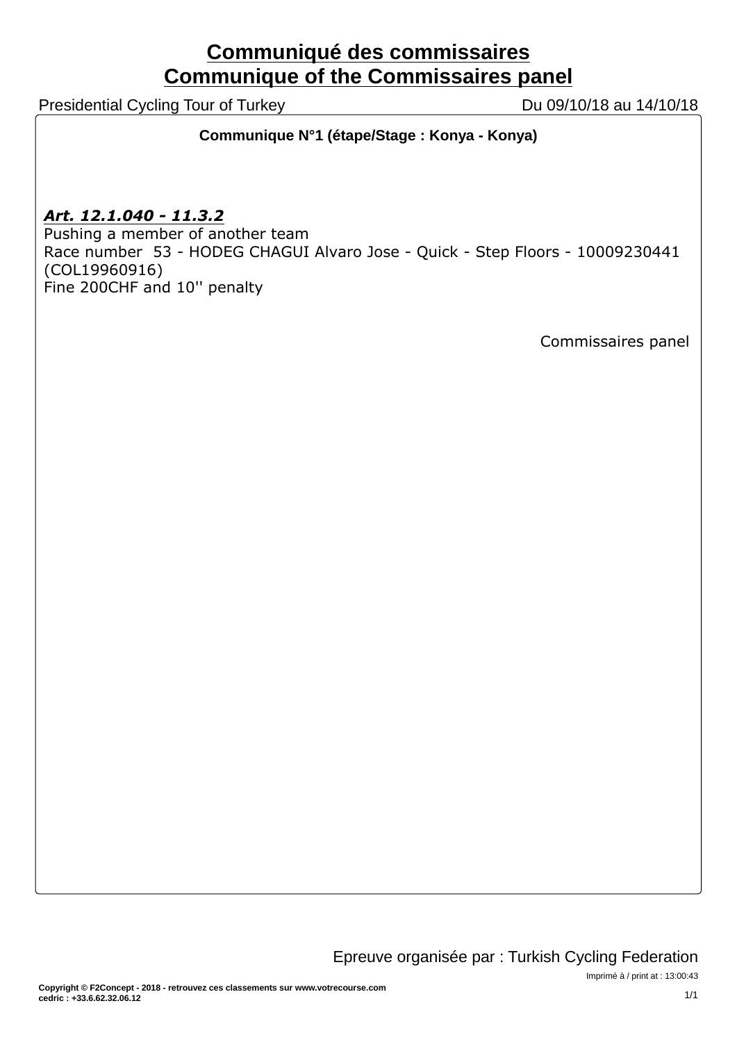# Communiqué des commissaires
# Communique of the Commissaires panel

Presidential Cycling Tour of Turkey — Du 09/10/18 au 14/10/18

**Communique N°1 (étape/Stage : Konya - Konya)**

***Art. 12.1.040 - 11.3.2***

Pushing a member of another team

Race number 53 - HODEG CHAGUI Alvaro Jose - Quick - Step Floors - 10009230441 (COL19960916)

Fine 200CHF and 10'' penalty

Commissaires panel

Epreuve organisée par : Turkish Cycling Federation

Imprimé à / print at : 13:00:43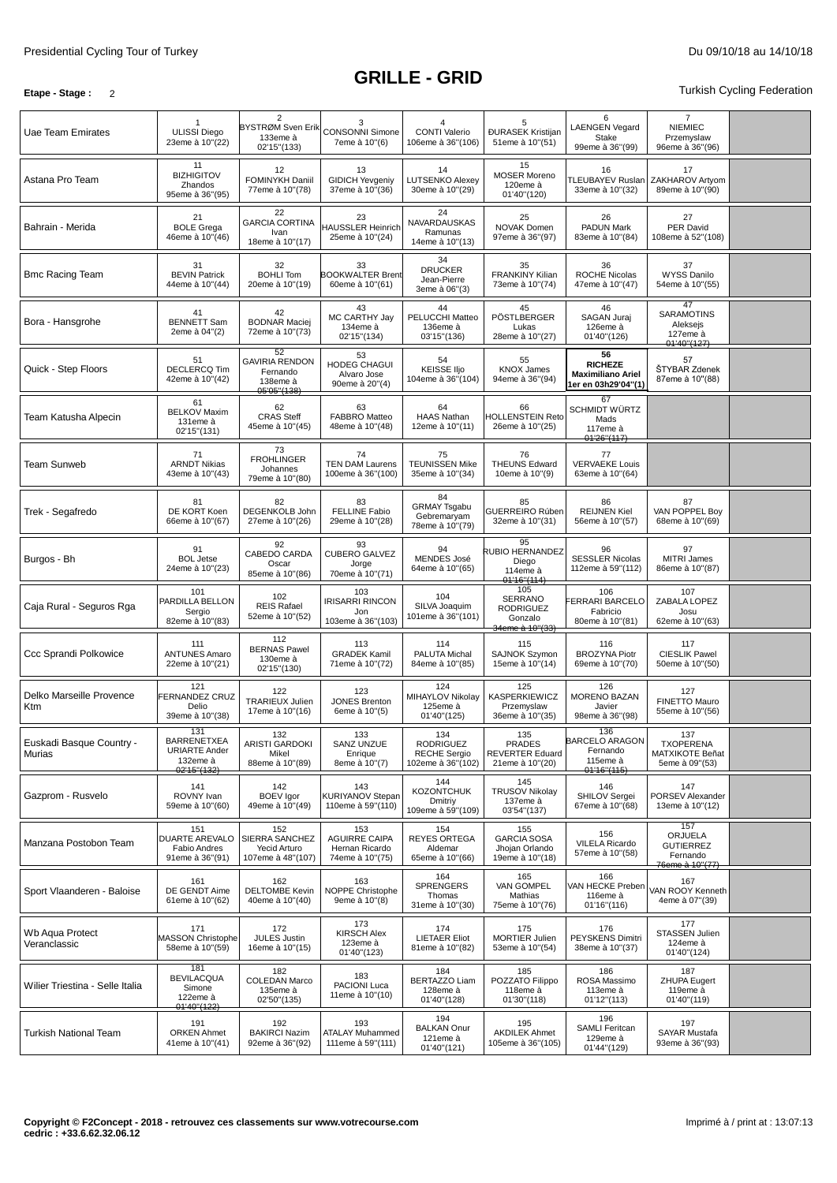Presidential Cycling Tour of Turkey

Du 09/10/18 au 14/10/18

# GRILLE - GRID

**Etape - Stage :** 2

Turkish Cycling Federation

| Team | | | | | | | | |
|---|---|---|---|---|---|---|---|---|
| Uae Team Emirates | 1 ULISSI Diego 23eme à 10''(22) | 2 BYSTRØM Sven Erik 133eme à 02'15''(133) | 3 CONSONNI Simone 7eme à 10''(6) | 4 CONTI Valerio 106eme à 36''(106) | 5 ĐURASEK Kristijan 51eme à 10''(51) | 6 LAENGEN Vegard Stake 99eme à 36''(99) | 7 NIEMIEC Przemyslaw 96eme à 36''(96) | |
| Astana Pro Team | 11 BIZHIGITOV Zhandos 95eme à 36''(95) | 12 FOMINYKH Daniil 77eme à 10''(78) | 13 GIDICH Yevgeniy 37eme à 10''(36) | 14 LUTSENKO Alexey 30eme à 10''(29) | 15 MOSER Moreno 120eme à 01'40''(120) | 16 TLEUBAYEV Ruslan 33eme à 10''(32) | 17 ZAKHAROV Artyom 89eme à 10''(90) | |
| Bahrain - Merida | 21 BOLE Grega 46eme à 10''(46) | 22 GARCIA CORTINA Ivan 18eme à 10''(17) | 23 HAUSSLER Heinrich 25eme à 10''(24) | 24 NAVARDAUSKAS Ramunas 14eme à 10''(13) | 25 NOVAK Domen 97eme à 36''(97) | 26 PADUN Mark 83eme à 10''(84) | 27 PER David 108eme à 52''(108) | |
| Bmc Racing Team | 31 BEVIN Patrick 44eme à 10''(44) | 32 BOHLI Tom 20eme à 10''(19) | 33 BOOKWALTER Brent 60eme à 10''(61) | 34 DRUCKER Jean-Pierre 3eme à 06''(3) | 35 FRANKINY Kilian 73eme à 10''(74) | 36 ROCHE Nicolas 47eme à 10''(47) | 37 WYSS Danilo 54eme à 10''(55) | |
| Bora - Hansgrohe | 41 BENNETT Sam 2eme à 04''(2) | 42 BODNAR Maciej 72eme à 10''(73) | 43 MC CARTHY Jay 134eme à 02'15''(134) | 44 PELUCCHI Matteo 136eme à 03'15''(136) | 45 PÖSTLBERGER Lukas 28eme à 10''(27) | 46 SAGAN Juraj 126eme à 01'40''(126) | 47 SARAMOTINS Aleksejs 127eme à 01'40''(127) | |
| Quick - Step Floors | 51 DECLERCQ Tim 42eme à 10''(42) | 52 GAVIRIA RENDON Fernando 138eme à 05'05''(138) | 53 HODEG CHAGUI Alvaro Jose 90eme à 20''(4) | 54 KEISSE Iljo 104eme à 36''(104) | 55 KNOX James 94eme à 36''(94) | **56 RICHEZE Maximiliano Ariel 1er en 03h29'04''(1)** | 57 ŠTYBAR Zdenek 87eme à 10''(88) | |
| Team Katusha Alpecin | 61 BELKOV Maxim 131eme à 02'15''(131) | 62 CRAS Steff 45eme à 10''(45) | 63 FABBRO Matteo 48eme à 10''(48) | 64 HAAS Nathan 12eme à 10''(11) | 66 HOLLENSTEIN Reto 26eme à 10''(25) | 67 SCHMIDT WÜRTZ Mads 117eme à 01'26''(117) | | |
| Team Sunweb | 71 ARNDT Nikias 43eme à 10''(43) | 73 FROHLINGER Johannes 79eme à 10''(80) | 74 TEN DAM Laurens 100eme à 36''(100) | 75 TEUNISSEN Mike 35eme à 10''(34) | 76 THEUNS Edward 10eme à 10''(9) | 77 VERVAEKE Louis 63eme à 10''(64) | | |
| Trek - Segafredo | 81 DE KORT Koen 66eme à 10''(67) | 82 DEGENKOLB John 27eme à 10''(26) | 83 FELLINE Fabio 29eme à 10''(28) | 84 GRMAY Tsgabu Gebremaryam 78eme à 10''(79) | 85 GUERREIRO Rúben 32eme à 10''(31) | 86 REIJNEN Kiel 56eme à 10''(57) | 87 VAN POPPEL Boy 68eme à 10''(69) | |
| Burgos - Bh | 91 BOL Jetse 24eme à 10''(23) | 92 CABEDO CARDA Oscar 85eme à 10''(86) | 93 CUBERO GALVEZ Jorge 70eme à 10''(71) | 94 MENDES José 64eme à 10''(65) | 95 RUBIO HERNANDEZ Diego 114eme à 01'16''(114) | 96 SESSLER Nicolas 112eme à 59''(112) | 97 MITRI James 86eme à 10''(87) | |
| Caja Rural - Seguros Rga | 101 PARDILLA BELLON Sergio 82eme à 10''(83) | 102 REIS Rafael 52eme à 10''(52) | 103 IRISARRI RINCON Jon 103eme à 36''(103) | 104 SILVA Joaquim 101eme à 36''(101) | 105 SERRANO RODRIGUEZ Gonzalo 34eme à 10''(33) | 106 FERRARI BARCELO Fabricio 80eme à 10''(81) | 107 ZABALA LOPEZ Josu 62eme à 10''(63) | |
| Ccc Sprandi Polkowice | 111 ANTUNES Amaro 22eme à 10''(21) | 112 BERNAS Pawel 130eme à 02'15''(130) | 113 GRADEK Kamil 71eme à 10''(72) | 114 PALUTA Michal 84eme à 10''(85) | 115 SAJNOK Szymon 15eme à 10''(14) | 116 BROZYNA Piotr 69eme à 10''(70) | 117 CIESLIK Pawel 50eme à 10''(50) | |
| Delko Marseille Provence Ktm | 121 FERNANDEZ CRUZ Delio 39eme à 10''(38) | 122 TRARIEUX Julien 17eme à 10''(16) | 123 JONES Brenton 6eme à 10''(5) | 124 MIHAYLOV Nikolay 125eme à 01'40''(125) | 125 KASPERKIEWICZ Przemyslaw 36eme à 10''(35) | 126 MORENO BAZAN Javier 98eme à 36''(98) | 127 FINETTO Mauro 55eme à 10''(56) | |
| Euskadi Basque Country - Murias | 131 BARRENETXEA URIARTE Ander 132eme à 02'15''(132) | 132 ARISTI GARDOKI Mikel 88eme à 10''(89) | 133 SANZ UNZUE Enrique 8eme à 10''(7) | 134 RODRIGUEZ RECHE Sergio 102eme à 36''(102) | 135 PRADES REVERTER Eduard 21eme à 10''(20) | 136 BARCELO ARAGON Fernando 115eme à 01'16''(115) | 137 TXOPERENA MATXIKOTE Beñat 5eme à 09''(53) | |
| Gazprom - Rusvelo | 141 ROVNY Ivan 59eme à 10''(60) | 142 BOEV Igor 49eme à 10''(49) | 143 KURIYANOV Stepan 110eme à 59''(110) | 144 KOZONTCHUK Dmitriy 109eme à 59''(109) | 145 TRUSOV Nikolay 137eme à 03'54''(137) | 146 SHILOV Sergei 67eme à 10''(68) | 147 PORSEV Alexander 13eme à 10''(12) | |
| Manzana Postobon Team | 151 DUARTE AREVALO Fabio Andres 91eme à 36''(91) | 152 SIERRA SANCHEZ Yecid Arturo 107eme à 48''(107) | 153 AGUIRRE CAIPA Hernan Ricardo 74eme à 10''(75) | 154 REYES ORTEGA Aldemar 65eme à 10''(66) | 155 GARCIA SOSA Jhojan Orlando 19eme à 10''(18) | 156 VILELA Ricardo 57eme à 10''(58) | 157 ORJUELA GUTIERREZ Fernando 76eme à 10''(77) | |
| Sport Vlaanderen - Baloise | 161 DE GENDT Aime 61eme à 10''(62) | 162 DELTOMBE Kevin 40eme à 10''(40) | 163 NOPPE Christophe 9eme à 10''(8) | 164 SPRENGERS Thomas 31eme à 10''(30) | 165 VAN GOMPEL Mathias 75eme à 10''(76) | 166 VAN HECKE Preben 116eme à 01'16''(116) | 167 VAN ROOY Kenneth 4eme à 07''(39) | |
| Wb Aqua Protect Veranclassic | 171 MASSON Christophe 58eme à 10''(59) | 172 JULES Justin 16eme à 10''(15) | 173 KIRSCH Alex 123eme à 01'40''(123) | 174 LIETAER Eliot 81eme à 10''(82) | 175 MORTIER Julien 53eme à 10''(54) | 176 PEYSKENS Dimitri 38eme à 10''(37) | 177 STASSEN Julien 124eme à 01'40''(124) | |
| Wilier Triestina - Selle Italia | 181 BEVILACQUA Simone 122eme à 01'40''(122) | 182 COLEDAN Marco 135eme à 02'50''(135) | 183 PACIONI Luca 11eme à 10''(10) | 184 BERTAZZO Liam 128eme à 01'40''(128) | 185 POZZATO Filippo 118eme à 01'30''(118) | 186 ROSA Massimo 113eme à 01'12''(113) | 187 ZHUPA Eugert 119eme à 01'40''(119) | |
| Turkish National Team | 191 ORKEN Ahmet 41eme à 10''(41) | 192 BAKIRCI Nazim 92eme à 36''(92) | 193 ATALAY Muhammed 111eme à 59''(111) | 194 BALKAN Onur 121eme à 01'40''(121) | 195 AKDILEK Ahmet 105eme à 36''(105) | 196 SAMLI Feritcan 129eme à 01'44''(129) | 197 SAYAR Mustafa 93eme à 36''(93) | |

**Copyright © F2Concept - 2018 - retrouvez ces classements sur www.votrecourse.com**
**cedric : +33.6.62.32.06.12**

Imprimé à / print at : 13:07:13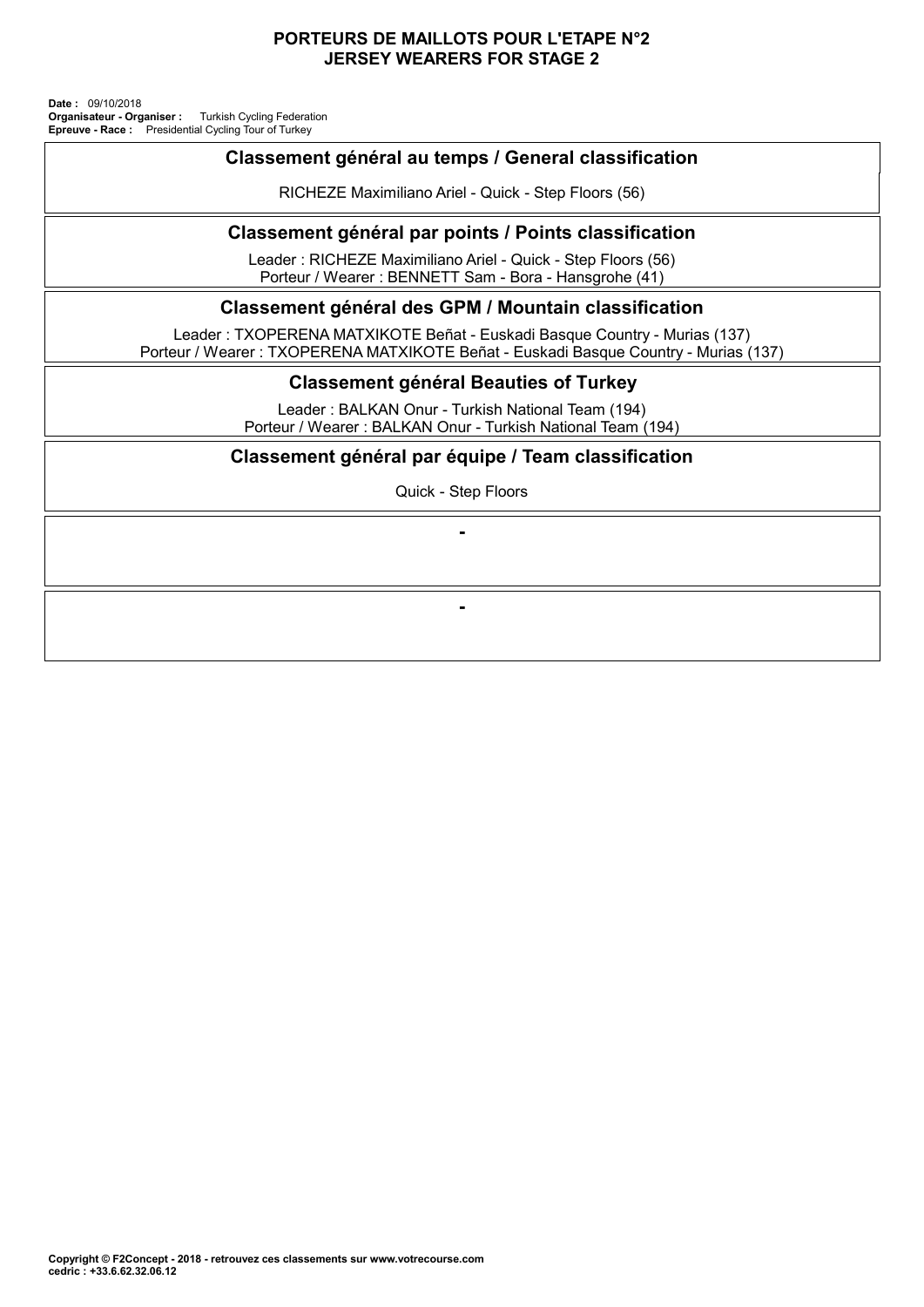# PORTEURS DE MAILLOTS POUR L'ETAPE N°2
# JERSEY WEARERS FOR STAGE 2

**Date :** 09/10/2018
**Organisateur - Organiser :** Turkish Cycling Federation
**Epreuve - Race :** Presidential Cycling Tour of Turkey

## Classement général au temps / General classification

RICHEZE Maximiliano Ariel - Quick - Step Floors (56)

## Classement général par points / Points classification

Leader : RICHEZE Maximiliano Ariel - Quick - Step Floors (56)
Porteur / Wearer : BENNETT Sam - Bora - Hansgrohe (41)

## Classement général des GPM / Mountain classification

Leader : TXOPERENA MATXIKOTE Beñat - Euskadi Basque Country - Murias (137)
Porteur / Wearer : TXOPERENA MATXIKOTE Beñat - Euskadi Basque Country - Murias (137)

## Classement général Beauties of Turkey

Leader : BALKAN Onur - Turkish National Team (194)
Porteur / Wearer : BALKAN Onur - Turkish National Team (194)

## Classement général par équipe / Team classification

Quick - Step Floors

## -

## -

**Copyright © F2Concept - 2018 - retrouvez ces classements sur www.votrecourse.com**
**cedric : +33.6.62.32.06.12**